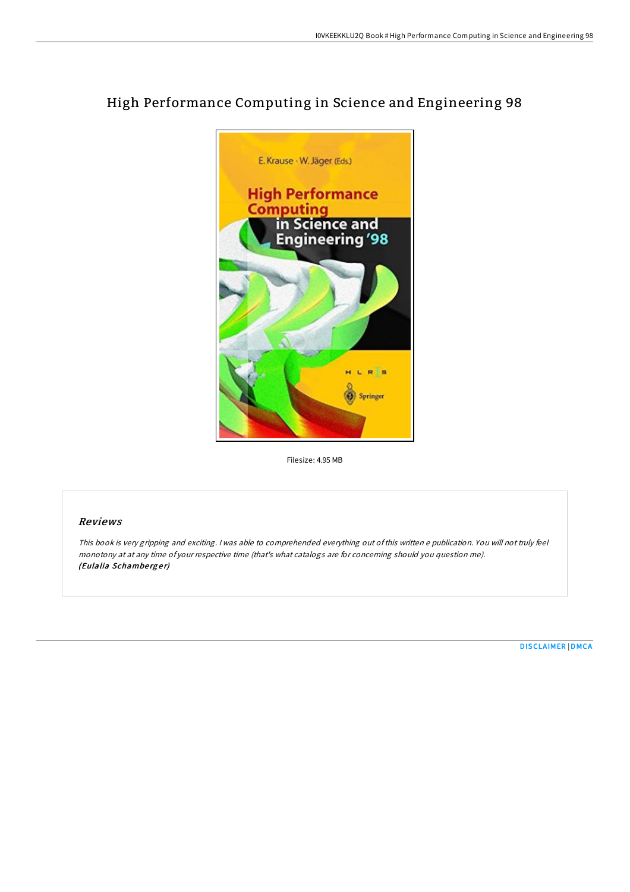# High Performance Computing in Science and Engineering 98

Filesize: 4.95 MB

## Reviews

*This book is very gripping and exciting. I was able to comprehended everything out of this written e publication. You will not truly feel monotony at at any time of your respective time (that's what catalogs are for concerning should you question me).*
***(Eulalia Schamberger)***

DISCLAIMER | DMCA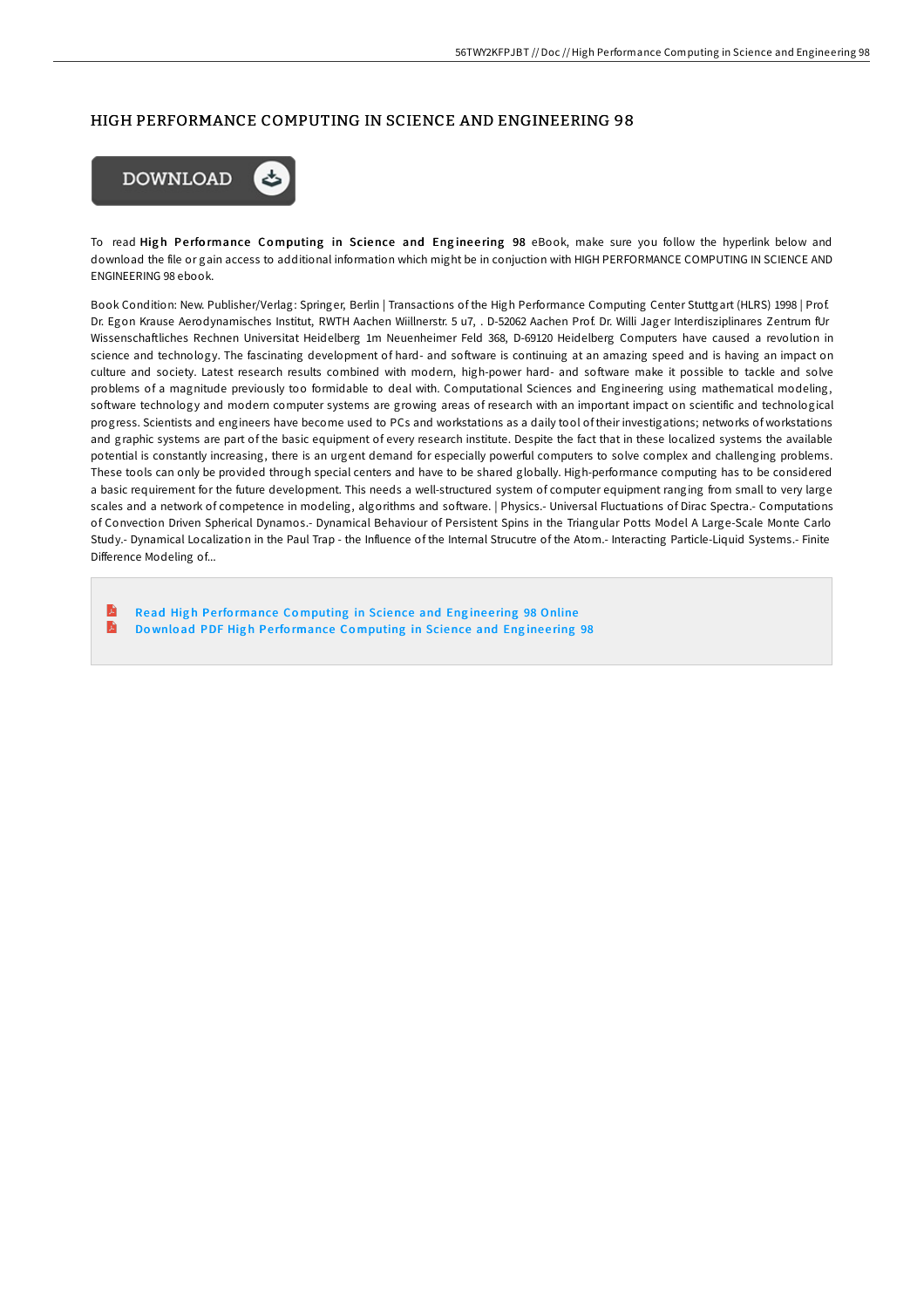# HIGH PERFORMANCE COMPUTING IN SCIENCE AND ENGINEERING 98

To read **High Performance Computing in Science and Engineering 98** eBook, make sure you follow the hyperlink below and download the file or gain access to additional information which might be in conjuction with HIGH PERFORMANCE COMPUTING IN SCIENCE AND ENGINEERING 98 ebook.

Book Condition: New. Publisher/Verlag: Springer, Berlin | Transactions of the High Performance Computing Center Stuttgart (HLRS) 1998 | Prof. Dr. Egon Krause Aerodynamisches Institut, RWTH Aachen Wiillnerstr. 5 u7, . D-52062 Aachen Prof. Dr. Willi Jager Interdisziplinares Zentrum fUr Wissenschaftliches Rechnen Universitat Heidelberg 1m Neuenheimer Feld 368, D-69120 Heidelberg Computers have caused a revolution in science and technology. The fascinating development of hard- and software is continuing at an amazing speed and is having an impact on culture and society. Latest research results combined with modern, high-power hard- and software make it possible to tackle and solve problems of a magnitude previously too formidable to deal with. Computational Sciences and Engineering using mathematical modeling, software technology and modern computer systems are growing areas of research with an important impact on scientific and technological progress. Scientists and engineers have become used to PCs and workstations as a daily tool of their investigations; networks of workstations and graphic systems are part of the basic equipment of every research institute. Despite the fact that in these localized systems the available potential is constantly increasing, there is an urgent demand for especially powerful computers to solve complex and challenging problems. These tools can only be provided through special centers and have to be shared globally. High-performance computing has to be considered a basic requirement for the future development. This needs a well-structured system of computer equipment ranging from small to very large scales and a network of competence in modeling, algorithms and software. | Physics.- Universal Fluctuations of Dirac Spectra.- Computations of Convection Driven Spherical Dynamos.- Dynamical Behaviour of Persistent Spins in the Triangular Potts Model A Large-Scale Monte Carlo Study.- Dynamical Localization in the Paul Trap - the Influence of the Internal Strucutre of the Atom.- Interacting Particle-Liquid Systems.- Finite Difference Modeling of...

- Read High Performance Computing in Science and Engineering 98 Online
- Download PDF High Performance Computing in Science and Engineering 98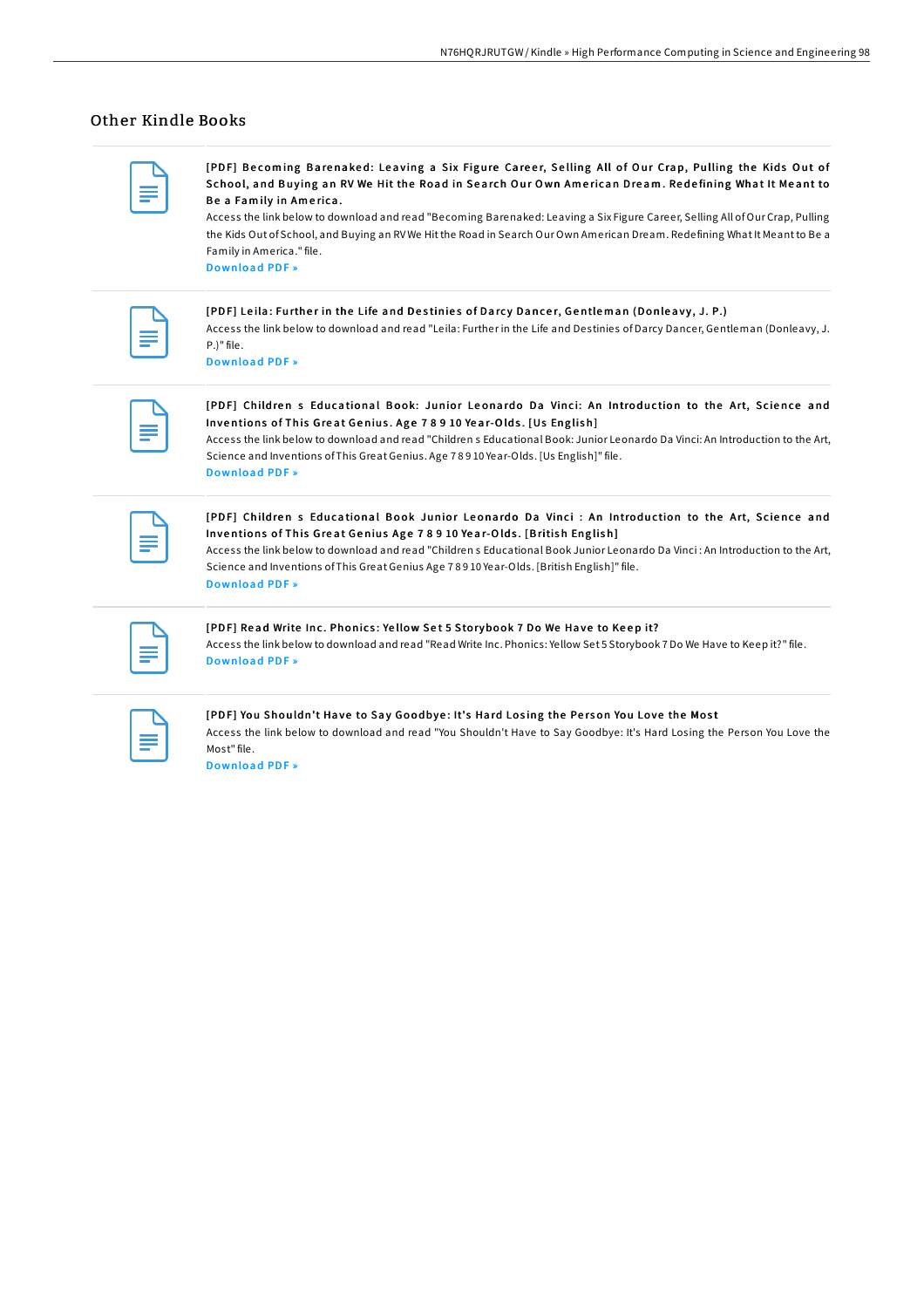## Other Kindle Books

**[PDF] Becoming Barenaked: Leaving a Six Figure Career, Selling All of Our Crap, Pulling the Kids Out of School, and Buying an RV We Hit the Road in Search Our Own American Dream. Redefining What It Meant to Be a Family in America.**

Access the link below to download and read "Becoming Barenaked: Leaving a Six Figure Career, Selling All of Our Crap, Pulling the Kids Out of School, and Buying an RV We Hit the Road in Search Our Own American Dream. Redefining What It Meant to Be a Family in America." file.

Download PDF »

**[PDF] Leila: Further in the Life and Destinies of Darcy Dancer, Gentleman (Donleavy, J. P.)**

Access the link below to download and read "Leila: Further in the Life and Destinies of Darcy Dancer, Gentleman (Donleavy, J. P.)" file.

Download PDF »

**[PDF] Children s Educational Book: Junior Leonardo Da Vinci: An Introduction to the Art, Science and Inventions of This Great Genius. Age 7 8 9 10 Year-Olds. [Us English]**

Access the link below to download and read "Children s Educational Book: Junior Leonardo Da Vinci: An Introduction to the Art, Science and Inventions of This Great Genius. Age 7 8 9 10 Year-Olds. [Us English]" file.

Download PDF »

**[PDF] Children s Educational Book Junior Leonardo Da Vinci : An Introduction to the Art, Science and Inventions of This Great Genius Age 7 8 9 10 Year-Olds. [British English]**

Access the link below to download and read "Children s Educational Book Junior Leonardo Da Vinci : An Introduction to the Art, Science and Inventions of This Great Genius Age 7 8 9 10 Year-Olds. [British English]" file.

Download PDF »

**[PDF] Read Write Inc. Phonics: Yellow Set 5 Storybook 7 Do We Have to Keep it?**

Access the link below to download and read "Read Write Inc. Phonics: Yellow Set 5 Storybook 7 Do We Have to Keep it?" file.

Download PDF »

**[PDF] You Shouldn't Have to Say Goodbye: It's Hard Losing the Person You Love the Most**

Access the link below to download and read "You Shouldn't Have to Say Goodbye: It's Hard Losing the Person You Love the Most" file.

Download PDF »